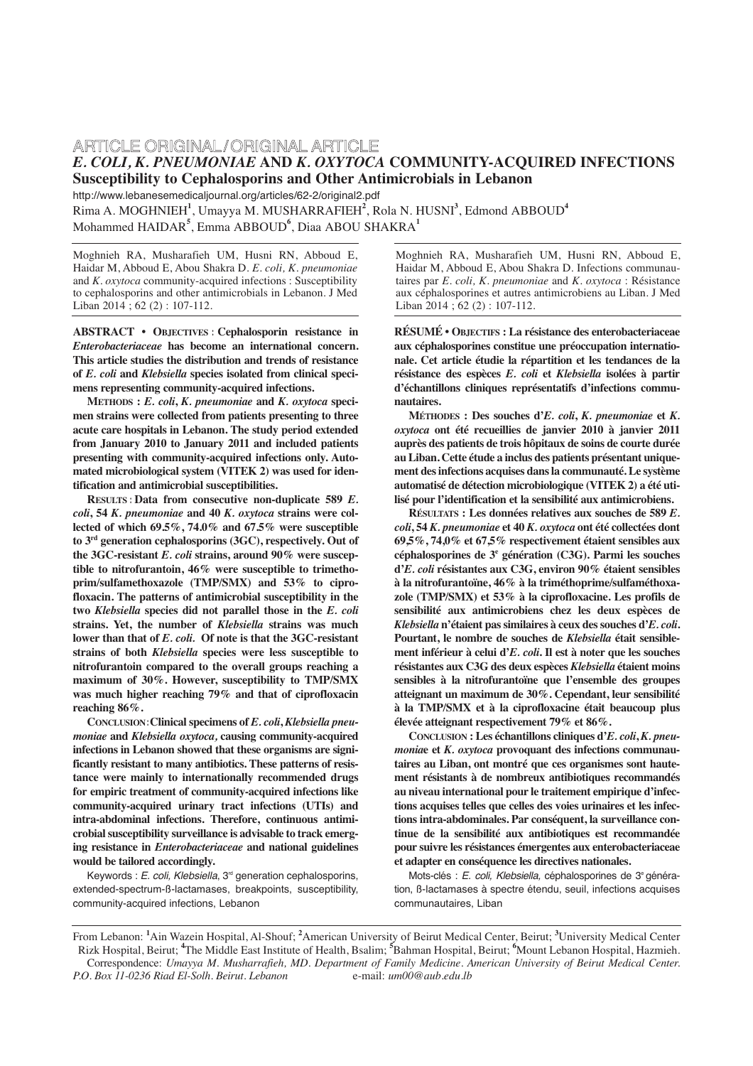ARTICLE ORIGINAL/ORIGINAL ARTICLE

# *E. COLI*, *K. PNEUMONIAE* AND *K. OXYTOCA* COMMUNITY-ACQUIRED INFECTIONS

## Susceptibility to Cephalosporins and Other Antimicrobials in Lebanon

http://www.lebanesemedicaljournal.org/articles/62-2/original2.pdf

Rima A. MOGHNIEH[1], Umayya M. MUSHARRAFIEH[2], Rola N. HUSNI[3], Edmond ABBOUD[4]
Mohammed HAIDAR[5], Emma ABBOUD[6], Diaa ABOU SHAKRA[1]

Moghnieh RA, Musharafieh UM, Husni RN, Abboud E, Haidar M, Abboud E, Abou Shakra D. *E. coli*, *K. pneumoniae* and *K. oxytoca* community-acquired infections : Susceptibility to cephalosporins and other antimicrobials in Lebanon. J Med Liban 2014 ; 62 (2) : 107-112.

**ABSTRACT • OBJECTIVES : Cephalosporin resistance in *Enterobacteriaceae* has become an international concern. This article studies the distribution and trends of resistance of *E. coli* and *Klebsiella* species isolated from clinical specimens representing community-acquired infections.**

**METHODS : *E. coli*, *K. pneumoniae* and *K. oxytoca* specimen strains were collected from patients presenting to three acute care hospitals in Lebanon. The study period extended from January 2010 to January 2011 and included patients presenting with community-acquired infections only. Automated microbiological system (VITEK 2) was used for identification and antimicrobial susceptibilities.**

**RESULTS : Data from consecutive non-duplicate 589 *E. coli*, 54 *K. pneumoniae* and 40 *K. oxytoca* strains were collected of which 69.5%, 74.0% and 67.5% were susceptible to 3rd generation cephalosporins (3GC), respectively. Out of the 3GC-resistant *E. coli* strains, around 90% were susceptible to nitrofurantoin, 46% were susceptible to trimethoprim/sulfamethoxazole (TMP/SMX) and 53% to ciprofloxacin. The patterns of antimicrobial susceptibility in the two *Klebsiella* species did not parallel those in the *E. coli* strains. Yet, the number of *Klebsiella* strains was much lower than that of *E. coli*. Of note is that the 3GC-resistant strains of both *Klebsiella* species were less susceptible to nitrofurantoin compared to the overall groups reaching a maximum of 30%. However, susceptibility to TMP/SMX was much higher reaching 79% and that of ciprofloxacin reaching 86%.**

**CONCLUSION : Clinical specimens of *E. coli*, *Klebsiella pneumoniae* and *Klebsiella oxytoca*, causing community-acquired infections in Lebanon showed that these organisms are significantly resistant to many antibiotics. These patterns of resistance were mainly to internationally recommended drugs for empiric treatment of community-acquired infections like community-acquired urinary tract infections (UTIs) and intra-abdominal infections. Therefore, continuous antimicrobial susceptibility surveillance is advisable to track emerging resistance in *Enterobacteriaceae* and national guidelines would be tailored accordingly.**

Keywords : *E. coli, Klebsiella*, 3rd generation cephalosporins, extended-spectrum-ß-lactamases, breakpoints, susceptibility, community-acquired infections, Lebanon

Moghnieh RA, Musharafieh UM, Husni RN, Abboud E, Haidar M, Abboud E, Abou Shakra D. Infections communautaires par *E. coli*, *K. pneumoniae* and *K. oxytoca* : Résistance aux céphalosporines et autres antimicrobiens au Liban. J Med Liban 2014 ; 62 (2) : 107-112.

**RÉSUMÉ • OBJECTIFS : La résistance des enterobacteriaceae aux céphalosporines constitue une préoccupation internationale. Cet article étudie la répartition et les tendances de la résistance des espèces *E. coli* et *Klebsiella* isolées à partir d'échantillons cliniques représentatifs d'infections communautaires.**

**MÉTHODES : Des souches d'*E. coli*, *K. pneumoniae* et *K. oxytoca* ont été recueillies de janvier 2010 à janvier 2011 auprès des patients de trois hôpitaux de soins de courte durée au Liban. Cette étude a inclus des patients présentant uniquement des infections acquises dans la communauté. Le système automatisé de détection microbiologique (VITEK 2) a été utilisé pour l'identification et la sensibilité aux antimicrobiens.**

**RÉSULTATS : Les données relatives aux souches de 589 *E. coli*, 54 *K. pneumoniae* et 40 *K. oxytoca* ont été collectées dont 69,5%, 74,0% et 67,5% respectivement étaient sensibles aux céphalosporines de 3e génération (C3G). Parmi les souches d'*E. coli* résistantes aux C3G, environ 90% étaient sensibles à la nitrofurantoïne, 46% à la triméthoprime/sulfaméthoxazole (TMP/SMX) et 53% à la ciprofloxacine. Les profils de sensibilité aux antimicrobiens chez les deux espèces de *Klebsiella* n'étaient pas similaires à ceux des souches d'*E. coli*. Pourtant, le nombre de souches de *Klebsiella* était sensiblement inférieur à celui d'*E. coli*. Il est à noter que les souches résistantes aux C3G des deux espèces *Klebsiella* étaient moins sensibles à la nitrofurantoïne que l'ensemble des groupes atteignant un maximum de 30%. Cependant, leur sensibilité à la TMP/SMX et à la ciprofloxacine était beaucoup plus élevée atteignant respectivement 79% et 86%.**

**CONCLUSION : Les échantillons cliniques d'*E. coli*, *K. pneumoniae* et *K. oxytoca* provoquant des infections communautaires au Liban, ont montré que ces organismes sont hautement résistants à de nombreux antibiotiques recommandés au niveau international pour le traitement empirique d'infections acquises telles que celles des voies urinaires et les infections intra-abdominales. Par conséquent, la surveillance continue de la sensibilité aux antibiotiques est recommandée pour suivre les résistances émergentes aux enterobacteriaceae et adapter en conséquence les directives nationales.**

Mots-clés : *E. coli, Klebsiella,* céphalosporines de 3e génération, ß-lactamases à spectre étendu, seuil, infections acquises communautaires, Liban

From Lebanon: [1]Ain Wazein Hospital, Al-Shouf; [2]American University of Beirut Medical Center, Beirut; [3]University Medical Center Rizk Hospital, Beirut; [4]The Middle East Institute of Health, Bsalim; [5]Bahman Hospital, Beirut; [6]Mount Lebanon Hospital, Hazmieh.
Correspondence: *Umayya M. Musharrafieh, MD. Department of Family Medicine. American University of Beirut Medical Center. P.O. Box 11-0236 Riad El-Solh. Beirut. Lebanon* e-mail: *um00@aub.edu.lb*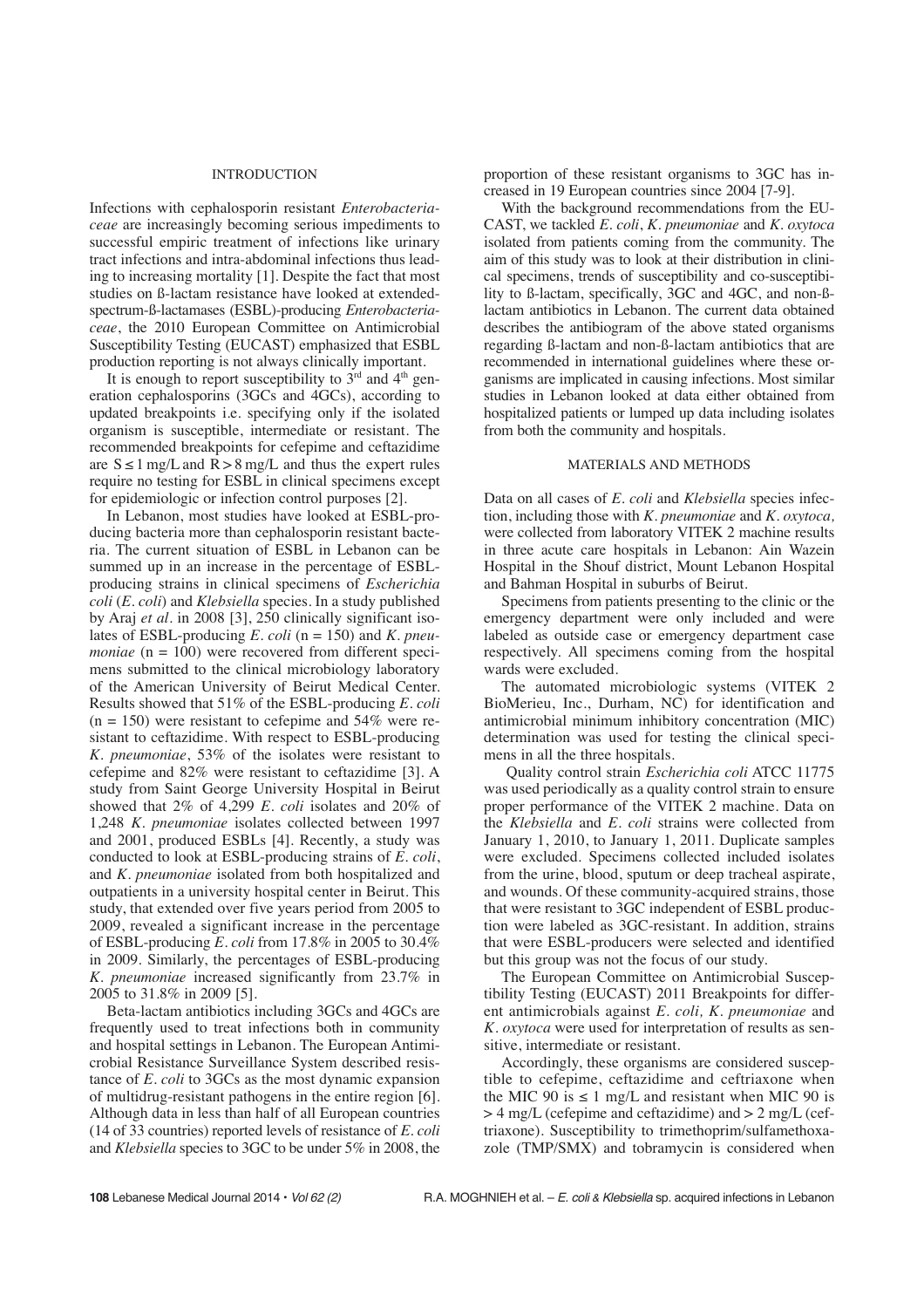## INTRODUCTION

Infections with cephalosporin resistant *Enterobacteriaceae* are increasingly becoming serious impediments to successful empiric treatment of infections like urinary tract infections and intra-abdominal infections thus leading to increasing mortality [1]. Despite the fact that most studies on ß-lactam resistance have looked at extended-spectrum-ß-lactamases (ESBL)-producing *Enterobacteriaceae*, the 2010 European Committee on Antimicrobial Susceptibility Testing (EUCAST) emphasized that ESBL production reporting is not always clinically important.

It is enough to report susceptibility to 3rd and 4th generation cephalosporins (3GCs and 4GCs), according to updated breakpoints i.e. specifying only if the isolated organism is susceptible, intermediate or resistant. The recommended breakpoints for cefepime and ceftazidime are $S \leq 1$ mg/L and $R > 8$ mg/L and thus the expert rules require no testing for ESBL in clinical specimens except for epidemiologic or infection control purposes [2].

In Lebanon, most studies have looked at ESBL-producing bacteria more than cephalosporin resistant bacteria. The current situation of ESBL in Lebanon can be summed up in an increase in the percentage of ESBL-producing strains in clinical specimens of *Escherichia coli* (*E. coli*) and *Klebsiella* species. In a study published by Araj *et al.* in 2008 [3], 250 clinically significant isolates of ESBL-producing *E. coli* (n = 150) and *K. pneumoniae* (n = 100) were recovered from different specimens submitted to the clinical microbiology laboratory of the American University of Beirut Medical Center. Results showed that 51% of the ESBL-producing *E. coli* (n = 150) were resistant to cefepime and 54% were resistant to ceftazidime. With respect to ESBL-producing *K. pneumoniae*, 53% of the isolates were resistant to cefepime and 82% were resistant to ceftazidime [3]. A study from Saint George University Hospital in Beirut showed that 2% of 4,299 *E. coli* isolates and 20% of 1,248 *K. pneumoniae* isolates collected between 1997 and 2001, produced ESBLs [4]. Recently, a study was conducted to look at ESBL-producing strains of *E. coli*, and *K. pneumoniae* isolated from both hospitalized and outpatients in a university hospital center in Beirut. This study, that extended over five years period from 2005 to 2009, revealed a significant increase in the percentage of ESBL-producing *E. coli* from 17.8% in 2005 to 30.4% in 2009. Similarly, the percentages of ESBL-producing *K. pneumoniae* increased significantly from 23.7% in 2005 to 31.8% in 2009 [5].

Beta-lactam antibiotics including 3GCs and 4GCs are frequently used to treat infections both in community and hospital settings in Lebanon. The European Antimicrobial Resistance Surveillance System described resistance of *E. coli* to 3GCs as the most dynamic expansion of multidrug-resistant pathogens in the entire region [6]. Although data in less than half of all European countries (14 of 33 countries) reported levels of resistance of *E. coli* and *Klebsiella* species to 3GC to be under 5% in 2008, the proportion of these resistant organisms to 3GC has increased in 19 European countries since 2004 [7-9].

With the background recommendations from the EUCAST, we tackled *E. coli*, *K. pneumoniae* and *K. oxytoca* isolated from patients coming from the community. The aim of this study was to look at their distribution in clinical specimens, trends of susceptibility and co-susceptibility to ß-lactam, specifically, 3GC and 4GC, and non-ß-lactam antibiotics in Lebanon. The current data obtained describes the antibiogram of the above stated organisms regarding ß-lactam and non-ß-lactam antibiotics that are recommended in international guidelines where these organisms are implicated in causing infections. Most similar studies in Lebanon looked at data either obtained from hospitalized patients or lumped up data including isolates from both the community and hospitals.

## MATERIALS AND METHODS

Data on all cases of *E. coli* and *Klebsiella* species infection, including those with *K. pneumoniae* and *K. oxytoca,* were collected from laboratory VITEK 2 machine results in three acute care hospitals in Lebanon: Ain Wazein Hospital in the Shouf district, Mount Lebanon Hospital and Bahman Hospital in suburbs of Beirut.

Specimens from patients presenting to the clinic or the emergency department were only included and were labeled as outside case or emergency department case respectively. All specimens coming from the hospital wards were excluded.

The automated microbiologic systems (VITEK 2 BioMerieu, Inc., Durham, NC) for identification and antimicrobial minimum inhibitory concentration (MIC) determination was used for testing the clinical specimens in all the three hospitals.

Quality control strain *Escherichia coli* ATCC 11775 was used periodically as a quality control strain to ensure proper performance of the VITEK 2 machine. Data on the *Klebsiella* and *E. coli* strains were collected from January 1, 2010, to January 1, 2011. Duplicate samples were excluded. Specimens collected included isolates from the urine, blood, sputum or deep tracheal aspirate, and wounds. Of these community-acquired strains, those that were resistant to 3GC independent of ESBL production were labeled as 3GC-resistant. In addition, strains that were ESBL-producers were selected and identified but this group was not the focus of our study.

The European Committee on Antimicrobial Susceptibility Testing (EUCAST) 2011 Breakpoints for different antimicrobials against *E. coli, K. pneumoniae* and *K. oxytoca* were used for interpretation of results as sensitive, intermediate or resistant.

Accordingly, these organisms are considered susceptible to cefepime, ceftazidime and ceftriaxone when the MIC 90 is $\leq 1$ mg/L and resistant when MIC 90 is $> 4$ mg/L (cefepime and ceftazidime) and $> 2$ mg/L (ceftriaxone). Susceptibility to trimethoprim/sulfamethoxazole (TMP/SMX) and tobramycin is considered when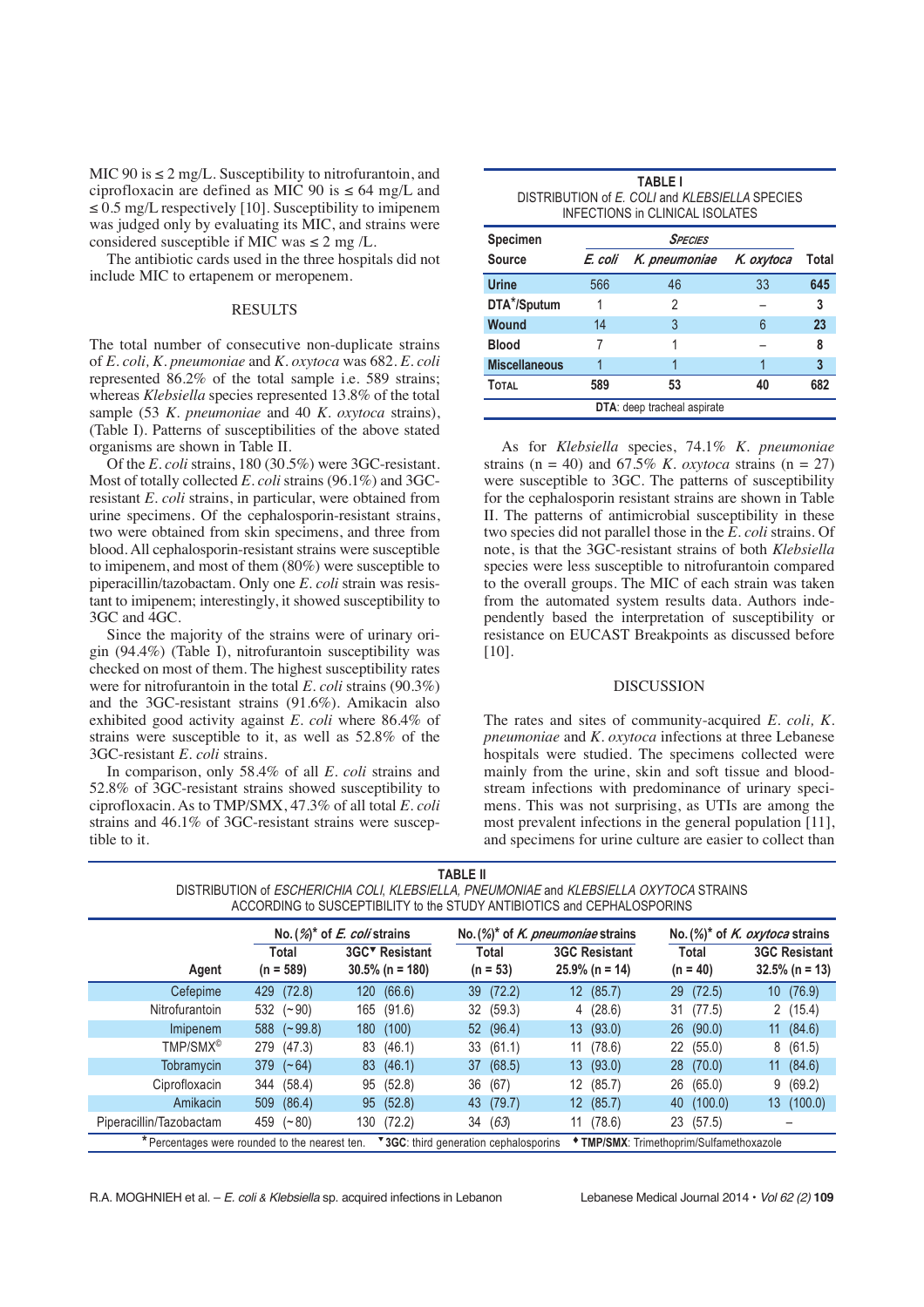MIC 90 is ≤ 2 mg/L. Susceptibility to nitrofurantoin, and ciprofloxacin are defined as MIC 90 is ≤ 64 mg/L and ≤ 0.5 mg/L respectively [10]. Susceptibility to imipenem was judged only by evaluating its MIC, and strains were considered susceptible if MIC was ≤ 2 mg /L.

The antibiotic cards used in the three hospitals did not include MIC to ertapenem or meropenem.

## RESULTS

The total number of consecutive non-duplicate strains of *E. coli*, *K. pneumoniae* and *K. oxytoca* was 682. *E. coli* represented 86.2% of the total sample i.e. 589 strains; whereas *Klebsiella* species represented 13.8% of the total sample (53 *K. pneumoniae* and 40 *K. oxytoca* strains), (Table I). Patterns of susceptibilities of the above stated organisms are shown in Table II.

Of the *E. coli* strains, 180 (30.5%) were 3GC-resistant. Most of totally collected *E. coli* strains (96.1%) and 3GC-resistant *E. coli* strains, in particular, were obtained from urine specimens. Of the cephalosporin-resistant strains, two were obtained from skin specimens, and three from blood. All cephalosporin-resistant strains were susceptible to imipenem, and most of them (80%) were susceptible to piperacillin/tazobactam. Only one *E. coli* strain was resistant to imipenem; interestingly, it showed susceptibility to 3GC and 4GC.

Since the majority of the strains were of urinary origin (94.4%) (Table I), nitrofurantoin susceptibility was checked on most of them. The highest susceptibility rates were for nitrofurantoin in the total *E. coli* strains (90.3%) and the 3GC-resistant strains (91.6%). Amikacin also exhibited good activity against *E. coli* where 86.4% of strains were susceptible to it, as well as 52.8% of the 3GC-resistant *E. coli* strains.

In comparison, only 58.4% of all *E. coli* strains and 52.8% of 3GC-resistant strains showed susceptibility to ciprofloxacin. As to TMP/SMX, 47.3% of all total *E. coli* strains and 46.1% of 3GC-resistant strains were susceptible to it.

**TABLE I**
DISTRIBUTION of *E. COLI* and *KLEBSIELLA* SPECIES INFECTIONS in CLINICAL ISOLATES

| Specimen Source | *E. coli* | *K. pneumoniae* | *K. oxytoca* | Total |
|---|---|---|---|---|
| **Urine** | 566 | 46 | 33 | **645** |
| **DTA*/Sputum** | 1 | 2 | – | **3** |
| **Wound** | 14 | 3 | 6 | **23** |
| **Blood** | 7 | 1 | – | **8** |
| **Miscellaneous** | 1 | 1 | 1 | **3** |
| **TOTAL** | **589** | **53** | **40** | **682** |

**DTA**: deep tracheal aspirate

As for *Klebsiella* species, 74.1% *K. pneumoniae* strains (n = 40) and 67.5% *K. oxytoca* strains (n = 27) were susceptible to 3GC. The patterns of susceptibility for the cephalosporin resistant strains are shown in Table II. The patterns of antimicrobial susceptibility in these two species did not parallel those in the *E. coli* strains. Of note, is that the 3GC-resistant strains of both *Klebsiella* species were less susceptible to nitrofurantoin compared to the overall groups. The MIC of each strain was taken from the automated system results data. Authors independently based the interpretation of susceptibility or resistance on EUCAST Breakpoints as discussed before [10].

## DISCUSSION

The rates and sites of community-acquired *E. coli, K. pneumoniae* and *K. oxytoca* infections at three Lebanese hospitals were studied. The specimens collected were mainly from the urine, skin and soft tissue and bloodstream infections with predominance of urinary specimens. This was not surprising, as UTIs are among the most prevalent infections in the general population [11], and specimens for urine culture are easier to collect than

**TABLE II**
DISTRIBUTION of *ESCHERICHIA COLI, KLEBSIELLA, PNEUMONIAE* and *KLEBSIELLA OXYTOCA* STRAINS ACCORDING to SUSCEPTIBILITY to the STUDY ANTIBIOTICS and CEPHALOSPORINS

| Agent | No. (%)* of *E. coli* strains | | No. (%)* of *K. pneumoniae* strains | | No. (%)* of *K. oxytoca* strains | |
|---|---|---|---|---|---|---|
| | Total (n = 589) | 3GC▾ Resistant 30.5% (n = 180) | Total (n = 53) | 3GC Resistant 25.9% (n = 14) | Total (n = 40) | 3GC Resistant 32.5% (n = 13) |
| Cefepime | 429 (72.8) | 120 (66.6) | 39 (72.2) | 12 (85.7) | 29 (72.5) | 10 (76.9) |
| Nitrofurantoin | 532 (~90) | 165 (91.6) | 32 (59.3) | 4 (28.6) | 31 (77.5) | 2 (15.4) |
| Imipenem | 588 (~99.8) | 180 (100) | 52 (96.4) | 13 (93.0) | 26 (90.0) | 11 (84.6) |
| TMP/SMX♦ | 279 (47.3) | 83 (46.1) | 33 (61.1) | 11 (78.6) | 22 (55.0) | 8 (61.5) |
| Tobramycin | 379 (~64) | 83 (46.1) | 37 (68.5) | 13 (93.0) | 28 (70.0) | 11 (84.6) |
| Ciprofloxacin | 344 (58.4) | 95 (52.8) | 36 (67) | 12 (85.7) | 26 (65.0) | 9 (69.2) |
| Amikacin | 509 (86.4) | 95 (52.8) | 43 (79.7) | 12 (85.7) | 40 (100.0) | 13 (100.0) |
| Piperacillin/Tazobactam | 459 (~80) | 130 (72.2) | 34 (*63*) | 11 (78.6) | 23 (57.5) | – |

\* Percentages were rounded to the nearest ten. ▾ **3GC**: third generation cephalosporins ♦ **TMP/SMX**: Trimethoprim/Sulfamethoxazole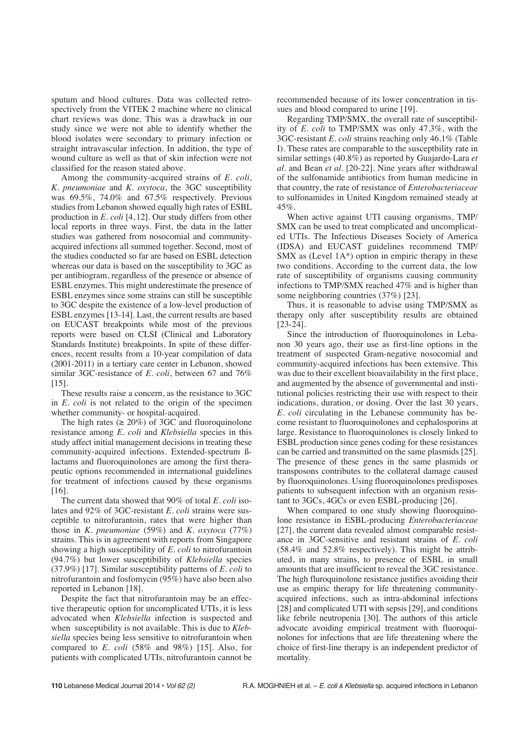sputum and blood cultures. Data was collected retrospectively from the VITEK 2 machine where no clinical chart reviews was done. This was a drawback in our study since we were not able to identify whether the blood isolates were secondary to primary infection or straight intravascular infection. In addition, the type of wound culture as well as that of skin infection were not classified for the reason stated above.

Among the community-acquired strains of *E. coli, K. pneumoniae* and *K. oxytoca*, the 3GC susceptibility was 69.5%, 74.0% and 67.5% respectively. Previous studies from Lebanon showed equally high rates of ESBL production in *E. coli* [4,12]. Our study differs from other local reports in three ways. First, the data in the latter studies was gathered from nosocomial and community-acquired infections all summed together. Second, most of the studies conducted so far are based on ESBL detection whereas our data is based on the susceptibility to 3GC as per antibiogram, regardless of the presence or absence of ESBL enzymes. This might underestimate the presence of ESBL enzymes since some strains can still be susceptible to 3GC despite the existence of a low-level production of ESBL enzymes [13-14]. Last, the current results are based on EUCAST breakpoints while most of the previous reports were based on CLSI (Clinical and Laboratory Standards Institute) breakpoints. In spite of these differences, recent results from a 10-year compilation of data (2001-2011) in a tertiary care center in Lebanon, showed similar 3GC-resistance of *E. coli*, between 67 and 76% [15].

These results raise a concern, as the resistance to 3GC in *E. coli* is not related to the origin of the specimen whether community- or hospital-acquired.

The high rates (≥ 20%) of 3GC and fluoroquinolone resistance among *E. coli* and *Klebsiella* species in this study affect initial management decisions in treating these community-acquired infections. Extended-spectrum ß-lactams and fluoroquinolones are among the first therapeutic options recommended in international guidelines for treatment of infections caused by these organisms [16].

The current data showed that 90% of total *E. coli* isolates and 92% of 3GC-resistant *E. coli* strains were susceptible to nitrofurantoin, rates that were higher than those in *K. pneumoniae* (59%) and *K. oxytoca* (77%) strains. This is in agreement with reports from Singapore showing a high susceptibility of *E. coli* to nitrofurantoin (94.7%) but lower susceptibility of *Klebsiella* species (37.9%) [17]. Similar susceptibility patterns of *E. coli* to nitrofurantoin and fosfomycin (95%) have also been also reported in Lebanon [18].

Despite the fact that nitrofurantoin may be an effective therapeutic option for uncomplicated UTIs, it is less advocated when *Klebsiella* infection is suspected and when susceptibility is not available. This is due to *Klebsiella* species being less sensitive to nitrofurantoin when compared to *E. coli* (58% and 98%) [15]. Also, for patients with complicated UTIs, nitrofurantoin cannot be recommended because of its lower concentration in tissues and blood compared to urine [19].

Regarding TMP/SMX, the overall rate of susceptibility of *E. coli* to TMP/SMX was only 47.3%, with the 3GC-resistant *E. coli* strains reaching only 46.1% (Table I). These rates are comparable to the susceptbility rate in similar settings (40.8%) as reported by Guajardo-Lara *et al.* and Bean *et al.* [20-22]. Nine years after withdrawal of the sulfonamide antibiotics from human medicine in that country, the rate of resistance of *Enterobacteriaceae* to sulfonamides in United Kingdom remained steady at 45%.

When active against UTI causing organisms, TMP/SMX can be used to treat complicated and uncomplicated UTIs. The Infectious Diseases Society of America (IDSA) and EUCAST guidelines recommend TMP/SMX as (Level 1A*) option in empiric therapy in these two conditions. According to the current data, the low rate of susceptibility of organisms causing community infections to TMP/SMX reached 47% and is higher than some neighboring countries (37%) [23].

Thus, it is reasonable to advise using TMP/SMX as therapy only after susceptibility results are obtained [23-24].

Since the introduction of fluoroquinolones in Lebanon 30 years ago, their use as first-line options in the treatment of suspected Gram-negative nosocomial and community-acquired infections has been extensive. This was due to their excellent bioavailability in the first place, and augmented by the absence of governmental and institutional policies restricting their use with respect to their indications, duration, or dosing. Over the last 30 years, *E. coli* circulating in the Lebanese community has become resistant to fluoroquinolones and cephalosporins at large. Resistance to fluoroquinolones is closely linked to ESBL production since genes coding for these resistances can be carried and transmitted on the same plasmids [25]. The presence of these genes in the same plasmids or transposons contributes to the collateral damage caused by fluoroquinolones. Using fluoroquinolones predisposes patients to subsequent infection with an organism resistant to 3GCs, 4GCs or even ESBL-producing [26].

When compared to one study showing fluoroquinolone resistance in ESBL-producing *Enterobacteriaceae* [27], the current data revealed almost comparable resistance in 3GC-sensitive and resistant strains of *E. coli* (58.4% and 52.8% respectively). This might be attributed, in many strains, to presence of ESBL in small amounts that are insufficient to reveal the 3GC resistance. The high fluroquinolone resistance justifies avoiding their use as empiric therapy for life threatening community-acquired infections, such as intra-abdominal infections [28] and complicated UTI with sepsis [29], and conditions like febrile neutropenia [30]. The authors of this article advocate avoiding empirical treatment with fluoroquinolones for infections that are life threatening where the choice of first-line therapy is an independent predictor of mortality.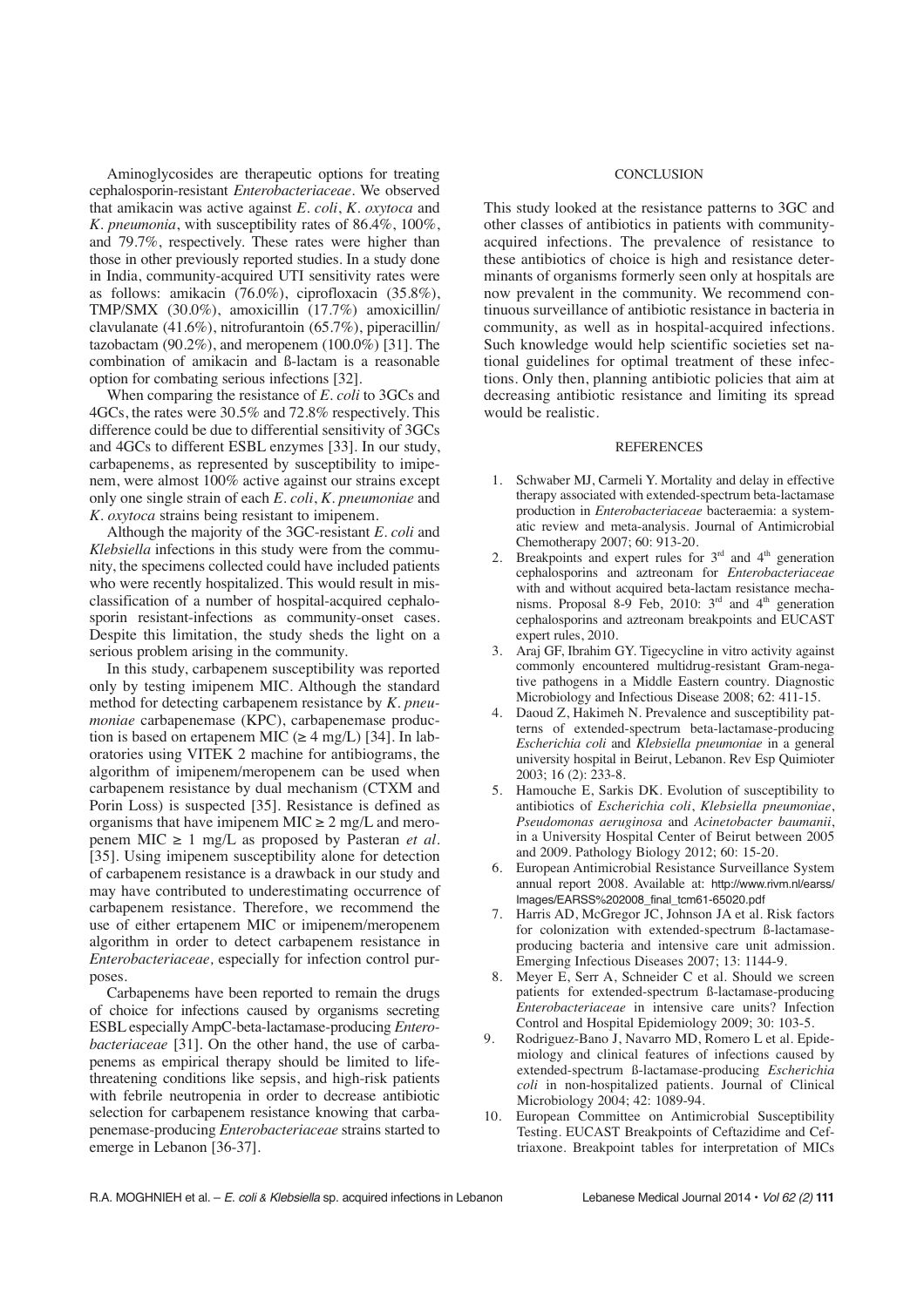Aminoglycosides are therapeutic options for treating cephalosporin-resistant *Enterobacteriaceae*. We observed that amikacin was active against *E. coli*, *K. oxytoca* and *K. pneumonia*, with susceptibility rates of 86.4%, 100%, and 79.7%, respectively. These rates were higher than those in other previously reported studies. In a study done in India, community-acquired UTI sensitivity rates were as follows: amikacin (76.0%), ciprofloxacin (35.8%), TMP/SMX (30.0%), amoxicillin (17.7%) amoxicillin/clavulanate (41.6%), nitrofurantoin (65.7%), piperacillin/tazobactam (90.2%), and meropenem (100.0%) [31]. The combination of amikacin and ß-lactam is a reasonable option for combating serious infections [32].

When comparing the resistance of *E. coli* to 3GCs and 4GCs, the rates were 30.5% and 72.8% respectively. This difference could be due to differential sensitivity of 3GCs and 4GCs to different ESBL enzymes [33]. In our study, carbapenems, as represented by susceptibility to imipenem, were almost 100% active against our strains except only one single strain of each *E. coli*, *K. pneumoniae* and *K. oxytoca* strains being resistant to imipenem.

Although the majority of the 3GC-resistant *E. coli* and *Klebsiella* infections in this study were from the community, the specimens collected could have included patients who were recently hospitalized. This would result in misclassification of a number of hospital-acquired cephalosporin resistant-infections as community-onset cases. Despite this limitation, the study sheds the light on a serious problem arising in the community.

In this study, carbapenem susceptibility was reported only by testing imipenem MIC. Although the standard method for detecting carbapenem resistance by *K. pneumoniae* carbapenemase (KPC), carbapenemase production is based on ertapenem MIC ($\geq 4$ mg/L) [34]. In laboratories using VITEK 2 machine for antibiograms, the algorithm of imipenem/meropenem can be used when carbapenem resistance by dual mechanism (CTXM and Porin Loss) is suspected [35]. Resistance is defined as organisms that have imipenem MIC $\geq 2$ mg/L and meropenem MIC $\geq 1$ mg/L as proposed by Pasteran *et al.* [35]. Using imipenem susceptibility alone for detection of carbapenem resistance is a drawback in our study and may have contributed to underestimating occurrence of carbapenem resistance. Therefore, we recommend the use of either ertapenem MIC or imipenem/meropenem algorithm in order to detect carbapenem resistance in *Enterobacteriaceae,* especially for infection control purposes.

Carbapenems have been reported to remain the drugs of choice for infections caused by organisms secreting ESBL especially AmpC-beta-lactamase-producing *Enterobacteriaceae* [31]. On the other hand, the use of carbapenems as empirical therapy should be limited to life-threatening conditions like sepsis, and high-risk patients with febrile neutropenia in order to decrease antibiotic selection for carbapenem resistance knowing that carbapenemase-producing *Enterobacteriaceae* strains started to emerge in Lebanon [36-37].

## CONCLUSION

This study looked at the resistance patterns to 3GC and other classes of antibiotics in patients with community-acquired infections. The prevalence of resistance to these antibiotics of choice is high and resistance determinants of organisms formerly seen only at hospitals are now prevalent in the community. We recommend continuous surveillance of antibiotic resistance in bacteria in community, as well as in hospital-acquired infections. Such knowledge would help scientific societies set national guidelines for optimal treatment of these infections. Only then, planning antibiotic policies that aim at decreasing antibiotic resistance and limiting its spread would be realistic.

## REFERENCES

1. Schwaber MJ, Carmeli Y. Mortality and delay in effective therapy associated with extended-spectrum beta-lactamase production in *Enterobacteriaceae* bacteraemia: a systematic review and meta-analysis. Journal of Antimicrobial Chemotherapy 2007; 60: 913-20.
2. Breakpoints and expert rules for 3rd and 4th generation cephalosporins and aztreonam for *Enterobacteriaceae* with and without acquired beta-lactam resistance mechanisms. Proposal 8-9 Feb, 2010: 3rd and 4th generation cephalosporins and aztreonam breakpoints and EUCAST expert rules, 2010.
3. Araj GF, Ibrahim GY. Tigecycline in vitro activity against commonly encountered multidrug-resistant Gram-negative pathogens in a Middle Eastern country. Diagnostic Microbiology and Infectious Disease 2008; 62: 411-15.
4. Daoud Z, Hakimeh N. Prevalence and susceptibility patterns of extended-spectrum beta-lactamase-producing *Escherichia coli* and *Klebsiella pneumoniae* in a general university hospital in Beirut, Lebanon. Rev Esp Quimioter 2003; 16 (2): 233-8.
5. Hamouche E, Sarkis DK. Evolution of susceptibility to antibiotics of *Escherichia coli*, *Klebsiella pneumoniae*, *Pseudomonas aeruginosa* and *Acinetobacter baumanii*, in a University Hospital Center of Beirut between 2005 and 2009. Pathology Biology 2012; 60: 15-20.
6. European Antimicrobial Resistance Surveillance System annual report 2008. Available at: http://www.rivm.nl/earss/Images/EARSS%202008_final_tcm61-65020.pdf
7. Harris AD, McGregor JC, Johnson JA et al. Risk factors for colonization with extended-spectrum ß-lactamase-producing bacteria and intensive care unit admission. Emerging Infectious Diseases 2007; 13: 1144-9.
8. Meyer E, Serr A, Schneider C et al. Should we screen patients for extended-spectrum ß-lactamase-producing *Enterobacteriaceae* in intensive care units? Infection Control and Hospital Epidemiology 2009; 30: 103-5.
9. Rodriguez-Bano J, Navarro MD, Romero L et al. Epidemiology and clinical features of infections caused by extended-spectrum ß-lactamase-producing *Escherichia coli* in non-hospitalized patients. Journal of Clinical Microbiology 2004; 42: 1089-94.
10. European Committee on Antimicrobial Susceptibility Testing. EUCAST Breakpoints of Ceftazidime and Ceftriaxone. Breakpoint tables for interpretation of MICs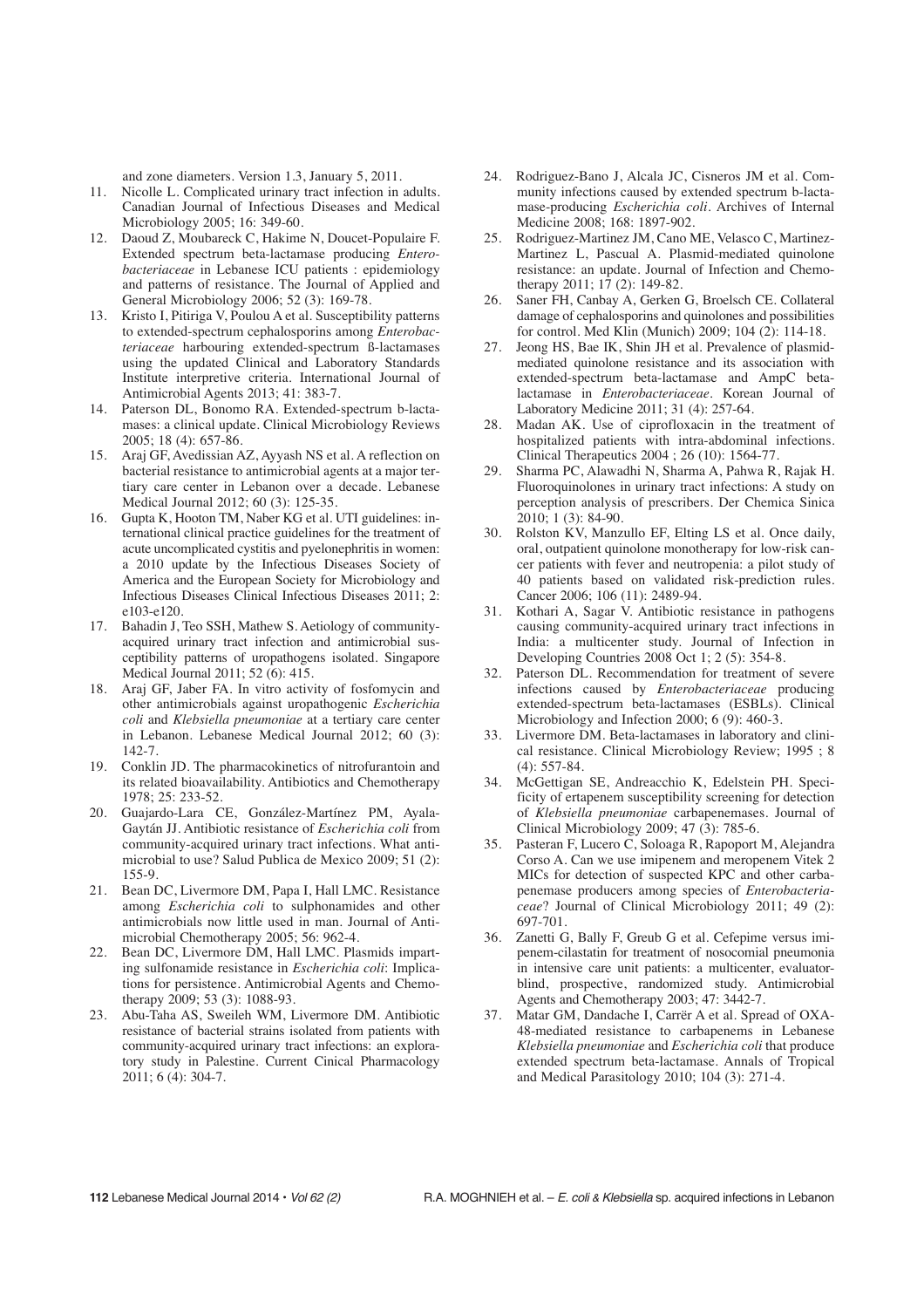and zone diameters. Version 1.3, January 5, 2011.

11. Nicolle L. Complicated urinary tract infection in adults. Canadian Journal of Infectious Diseases and Medical Microbiology 2005; 16: 349-60.
12. Daoud Z, Moubareck C, Hakime N, Doucet-Populaire F. Extended spectrum beta-lactamase producing *Enterobacteriaceae* in Lebanese ICU patients : epidemiology and patterns of resistance. The Journal of Applied and General Microbiology 2006; 52 (3): 169-78.
13. Kristo I, Pitiriga V, Poulou A et al. Susceptibility patterns to extended-spectrum cephalosporins among *Enterobacteriaceae* harbouring extended-spectrum ß-lactamases using the updated Clinical and Laboratory Standards Institute interpretive criteria. International Journal of Antimicrobial Agents 2013; 41: 383-7.
14. Paterson DL, Bonomo RA. Extended-spectrum b-lactamases: a clinical update. Clinical Microbiology Reviews 2005; 18 (4): 657-86.
15. Araj GF, Avedissian AZ, Ayyash NS et al. A reflection on bacterial resistance to antimicrobial agents at a major tertiary care center in Lebanon over a decade. Lebanese Medical Journal 2012; 60 (3): 125-35.
16. Gupta K, Hooton TM, Naber KG et al. UTI guidelines: international clinical practice guidelines for the treatment of acute uncomplicated cystitis and pyelonephritis in women: a 2010 update by the Infectious Diseases Society of America and the European Society for Microbiology and Infectious Diseases Clinical Infectious Diseases 2011; 2: e103-e120.
17. Bahadin J, Teo SSH, Mathew S. Aetiology of community-acquired urinary tract infection and antimicrobial susceptibility patterns of uropathogens isolated. Singapore Medical Journal 2011; 52 (6): 415.
18. Araj GF, Jaber FA. In vitro activity of fosfomycin and other antimicrobials against uropathogenic *Escherichia coli* and *Klebsiella pneumoniae* at a tertiary care center in Lebanon. Lebanese Medical Journal 2012; 60 (3): 142-7.
19. Conklin JD. The pharmacokinetics of nitrofurantoin and its related bioavailability. Antibiotics and Chemotherapy 1978; 25: 233-52.
20. Guajardo-Lara CE, González-Martínez PM, Ayala-Gaytán JJ. Antibiotic resistance of *Escherichia coli* from community-acquired urinary tract infections. What antimicrobial to use? Salud Publica de Mexico 2009; 51 (2): 155-9.
21. Bean DC, Livermore DM, Papa I, Hall LMC. Resistance among *Escherichia coli* to sulphonamides and other antimicrobials now little used in man. Journal of Antimicrobial Chemotherapy 2005; 56: 962-4.
22. Bean DC, Livermore DM, Hall LMC. Plasmids imparting sulfonamide resistance in *Escherichia coli*: Implications for persistence. Antimicrobial Agents and Chemotherapy 2009; 53 (3): 1088-93.
23. Abu-Taha AS, Sweileh WM, Livermore DM. Antibiotic resistance of bacterial strains isolated from patients with community-acquired urinary tract infections: an exploratory study in Palestine. Current Cinical Pharmacology 2011; 6 (4): 304-7.
24. Rodriguez-Bano J, Alcala JC, Cisneros JM et al. Community infections caused by extended spectrum b-lactamase-producing *Escherichia coli*. Archives of Internal Medicine 2008; 168: 1897-902.
25. Rodriguez-Martinez JM, Cano ME, Velasco C, Martinez-Martinez L, Pascual A. Plasmid-mediated quinolone resistance: an update. Journal of Infection and Chemotherapy 2011; 17 (2): 149-82.
26. Saner FH, Canbay A, Gerken G, Broelsch CE. Collateral damage of cephalosporins and quinolones and possibilities for control. Med Klin (Munich) 2009; 104 (2): 114-18.
27. Jeong HS, Bae IK, Shin JH et al. Prevalence of plasmid-mediated quinolone resistance and its association with extended-spectrum beta-lactamase and AmpC beta-lactamase in *Enterobacteriaceae*. Korean Journal of Laboratory Medicine 2011; 31 (4): 257-64.
28. Madan AK. Use of ciprofloxacin in the treatment of hospitalized patients with intra-abdominal infections. Clinical Therapeutics 2004 ; 26 (10): 1564-77.
29. Sharma PC, Alawadhi N, Sharma A, Pahwa R, Rajak H. Fluoroquinolones in urinary tract infections: A study on perception analysis of prescribers. Der Chemica Sinica 2010; 1 (3): 84-90.
30. Rolston KV, Manzullo EF, Elting LS et al. Once daily, oral, outpatient quinolone monotherapy for low-risk cancer patients with fever and neutropenia: a pilot study of 40 patients based on validated risk-prediction rules. Cancer 2006; 106 (11): 2489-94.
31. Kothari A, Sagar V. Antibiotic resistance in pathogens causing community-acquired urinary tract infections in India: a multicenter study. Journal of Infection in Developing Countries 2008 Oct 1; 2 (5): 354-8.
32. Paterson DL. Recommendation for treatment of severe infections caused by *Enterobacteriaceae* producing extended-spectrum beta-lactamases (ESBLs). Clinical Microbiology and Infection 2000; 6 (9): 460-3.
33. Livermore DM. Beta-lactamases in laboratory and clinical resistance. Clinical Microbiology Review; 1995 ; 8 (4): 557-84.
34. McGettigan SE, Andreacchio K, Edelstein PH. Specificity of ertapenem susceptibility screening for detection of *Klebsiella pneumoniae* carbapenemases. Journal of Clinical Microbiology 2009; 47 (3): 785-6.
35. Pasteran F, Lucero C, Soloaga R, Rapoport M, Alejandra Corso A. Can we use imipenem and meropenem Vitek 2 MICs for detection of suspected KPC and other carbapenemase producers among species of *Enterobacteriaceae*? Journal of Clinical Microbiology 2011; 49 (2): 697-701.
36. Zanetti G, Bally F, Greub G et al. Cefepime versus imipenem-cilastatin for treatment of nosocomial pneumonia in intensive care unit patients: a multicenter, evaluator-blind, prospective, randomized study. Antimicrobial Agents and Chemotherapy 2003; 47: 3442-7.
37. Matar GM, Dandache I, Carrër A et al. Spread of OXA-48-mediated resistance to carbapenems in Lebanese *Klebsiella pneumoniae* and *Escherichia coli* that produce extended spectrum beta-lactamase. Annals of Tropical and Medical Parasitology 2010; 104 (3): 271-4.